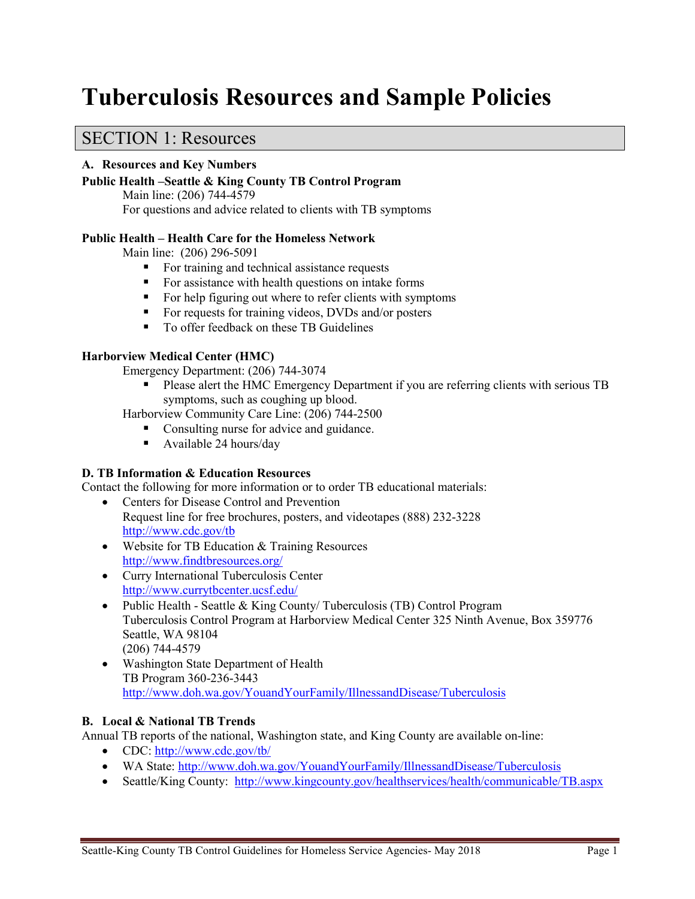# Tuberculosis Resources and Sample Policies

## SECTION 1: Resources

### A. Resources and Key Numbers

**Public Health –Seattle & King County TB Control Program**

Main line: (206) 744-4579
For questions and advice related to clients with TB symptoms

**Public Health – Health Care for the Homeless Network**

Main line: (206) 296-5091

- For training and technical assistance requests
- For assistance with health questions on intake forms
- For help figuring out where to refer clients with symptoms
- For requests for training videos, DVDs and/or posters
- To offer feedback on these TB Guidelines

**Harborview Medical Center (HMC)**

Emergency Department: (206) 744-3074

- Please alert the HMC Emergency Department if you are referring clients with serious TB symptoms, such as coughing up blood.

Harborview Community Care Line: (206) 744-2500

- Consulting nurse for advice and guidance.
- Available 24 hours/day

### D. TB Information & Education Resources

Contact the following for more information or to order TB educational materials:

- Centers for Disease Control and Prevention
  Request line for free brochures, posters, and videotapes (888) 232-3228
  http://www.cdc.gov/tb
- Website for TB Education & Training Resources
  http://www.findtbresources.org/
- Curry International Tuberculosis Center
  http://www.currytbcenter.ucsf.edu/
- Public Health - Seattle & King County/ Tuberculosis (TB) Control Program
  Tuberculosis Control Program at Harborview Medical Center 325 Ninth Avenue, Box 359776
  Seattle, WA 98104
  (206) 744-4579
- Washington State Department of Health
  TB Program 360-236-3443
  http://www.doh.wa.gov/YouandYourFamily/IllnessandDisease/Tuberculosis

### B. Local & National TB Trends

Annual TB reports of the national, Washington state, and King County are available on-line:

- CDC: http://www.cdc.gov/tb/
- WA State: http://www.doh.wa.gov/YouandYourFamily/IllnessandDisease/Tuberculosis
- Seattle/King County: http://www.kingcounty.gov/healthservices/health/communicable/TB.aspx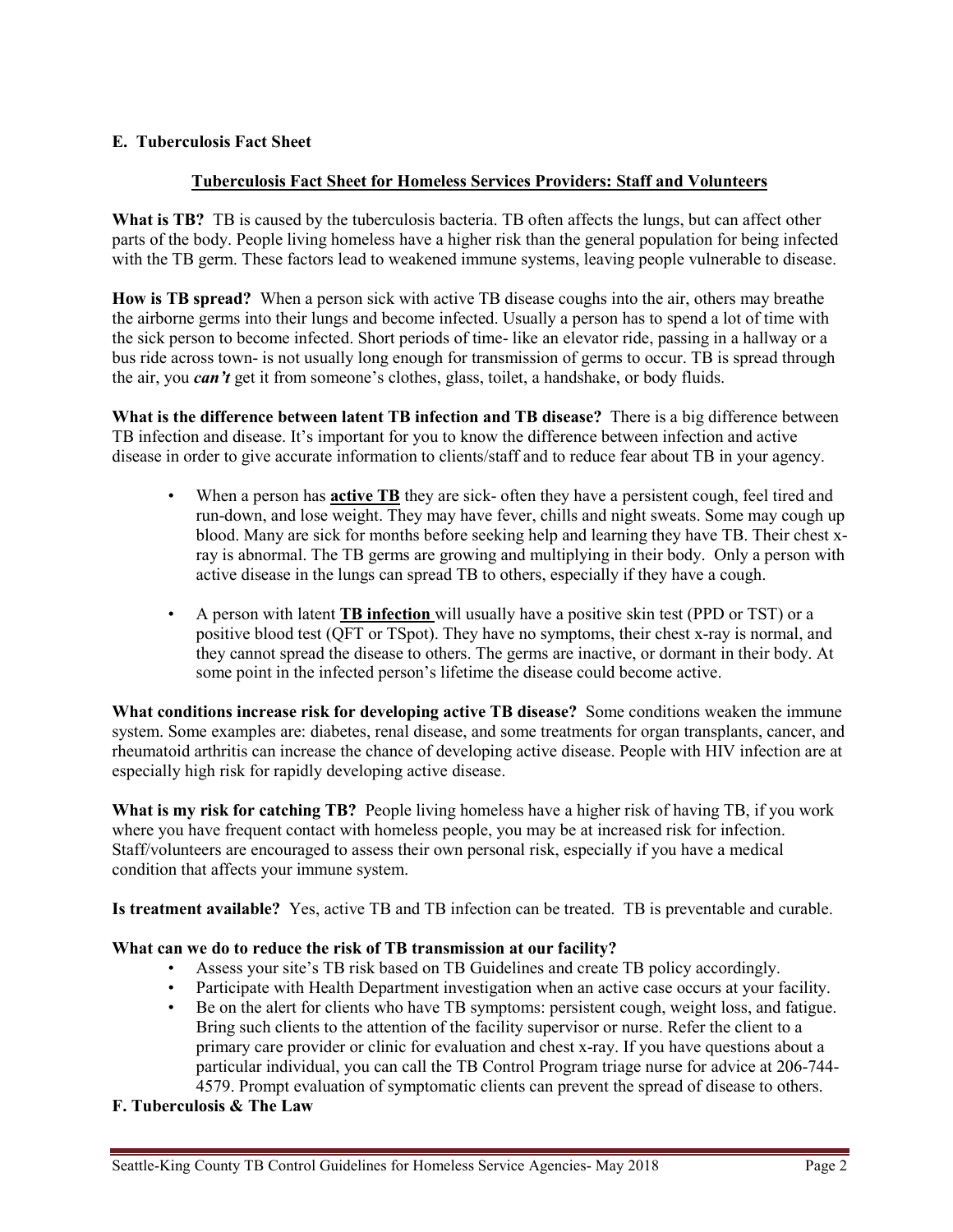### E. Tuberculosis Fact Sheet

## Tuberculosis Fact Sheet for Homeless Services Providers: Staff and Volunteers

**What is TB?** TB is caused by the tuberculosis bacteria. TB often affects the lungs, but can affect other parts of the body. People living homeless have a higher risk than the general population for being infected with the TB germ. These factors lead to weakened immune systems, leaving people vulnerable to disease.

**How is TB spread?** When a person sick with active TB disease coughs into the air, others may breathe the airborne germs into their lungs and become infected. Usually a person has to spend a lot of time with the sick person to become infected. Short periods of time- like an elevator ride, passing in a hallway or a bus ride across town- is not usually long enough for transmission of germs to occur. TB is spread through the air, you ***can't*** get it from someone's clothes, glass, toilet, a handshake, or body fluids.

**What is the difference between latent TB infection and TB disease?** There is a big difference between TB infection and disease. It's important for you to know the difference between infection and active disease in order to give accurate information to clients/staff and to reduce fear about TB in your agency.

- When a person has **active TB** they are sick- often they have a persistent cough, feel tired and run-down, and lose weight. They may have fever, chills and night sweats. Some may cough up blood. Many are sick for months before seeking help and learning they have TB. Their chest x-ray is abnormal. The TB germs are growing and multiplying in their body. Only a person with active disease in the lungs can spread TB to others, especially if they have a cough.

- A person with latent **TB infection** will usually have a positive skin test (PPD or TST) or a positive blood test (QFT or TSpot). They have no symptoms, their chest x-ray is normal, and they cannot spread the disease to others. The germs are inactive, or dormant in their body. At some point in the infected person's lifetime the disease could become active.

**What conditions increase risk for developing active TB disease?** Some conditions weaken the immune system. Some examples are: diabetes, renal disease, and some treatments for organ transplants, cancer, and rheumatoid arthritis can increase the chance of developing active disease. People with HIV infection are at especially high risk for rapidly developing active disease.

**What is my risk for catching TB?** People living homeless have a higher risk of having TB, if you work where you have frequent contact with homeless people, you may be at increased risk for infection. Staff/volunteers are encouraged to assess their own personal risk, especially if you have a medical condition that affects your immune system.

**Is treatment available?** Yes, active TB and TB infection can be treated. TB is preventable and curable.

**What can we do to reduce the risk of TB transmission at our facility?**

- Assess your site's TB risk based on TB Guidelines and create TB policy accordingly.
- Participate with Health Department investigation when an active case occurs at your facility.
- Be on the alert for clients who have TB symptoms: persistent cough, weight loss, and fatigue. Bring such clients to the attention of the facility supervisor or nurse. Refer the client to a primary care provider or clinic for evaluation and chest x-ray. If you have questions about a particular individual, you can call the TB Control Program triage nurse for advice at 206-744-4579. Prompt evaluation of symptomatic clients can prevent the spread of disease to others.

### F. Tuberculosis & The Law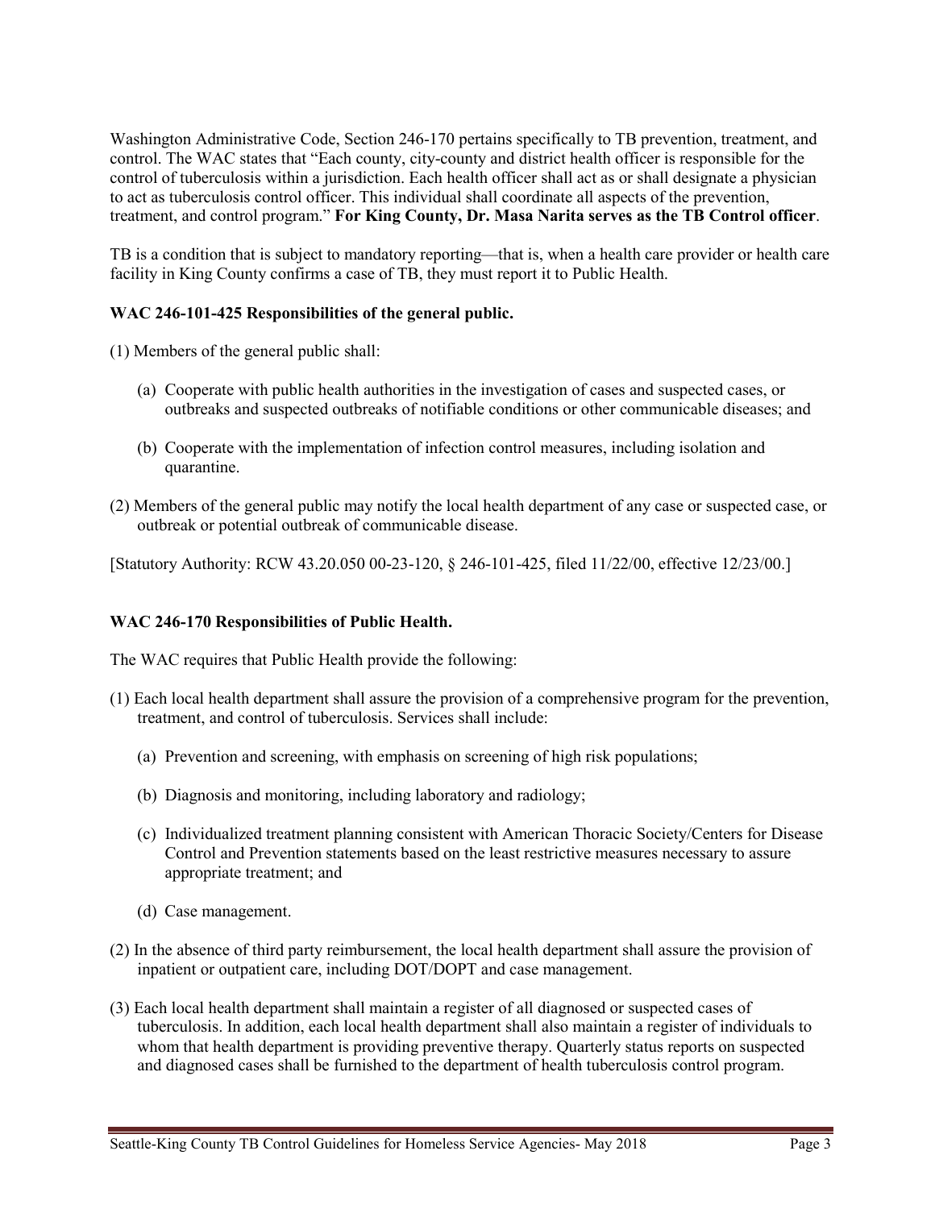Washington Administrative Code, Section 246-170 pertains specifically to TB prevention, treatment, and control. The WAC states that "Each county, city-county and district health officer is responsible for the control of tuberculosis within a jurisdiction. Each health officer shall act as or shall designate a physician to act as tuberculosis control officer. This individual shall coordinate all aspects of the prevention, treatment, and control program." **For King County, Dr. Masa Narita serves as the TB Control officer**.

TB is a condition that is subject to mandatory reporting—that is, when a health care provider or health care facility in King County confirms a case of TB, they must report it to Public Health.

**WAC 246-101-425 Responsibilities of the general public.**

(1) Members of the general public shall:

(a) Cooperate with public health authorities in the investigation of cases and suspected cases, or outbreaks and suspected outbreaks of notifiable conditions or other communicable diseases; and

(b) Cooperate with the implementation of infection control measures, including isolation and quarantine.

(2) Members of the general public may notify the local health department of any case or suspected case, or outbreak or potential outbreak of communicable disease.

[Statutory Authority: RCW 43.20.050 00-23-120, § 246-101-425, filed 11/22/00, effective 12/23/00.]

**WAC 246-170 Responsibilities of Public Health.**

The WAC requires that Public Health provide the following:

(1) Each local health department shall assure the provision of a comprehensive program for the prevention, treatment, and control of tuberculosis. Services shall include:

(a) Prevention and screening, with emphasis on screening of high risk populations;

(b) Diagnosis and monitoring, including laboratory and radiology;

(c) Individualized treatment planning consistent with American Thoracic Society/Centers for Disease Control and Prevention statements based on the least restrictive measures necessary to assure appropriate treatment; and

(d) Case management.

(2) In the absence of third party reimbursement, the local health department shall assure the provision of inpatient or outpatient care, including DOT/DOPT and case management.

(3) Each local health department shall maintain a register of all diagnosed or suspected cases of tuberculosis. In addition, each local health department shall also maintain a register of individuals to whom that health department is providing preventive therapy. Quarterly status reports on suspected and diagnosed cases shall be furnished to the department of health tuberculosis control program.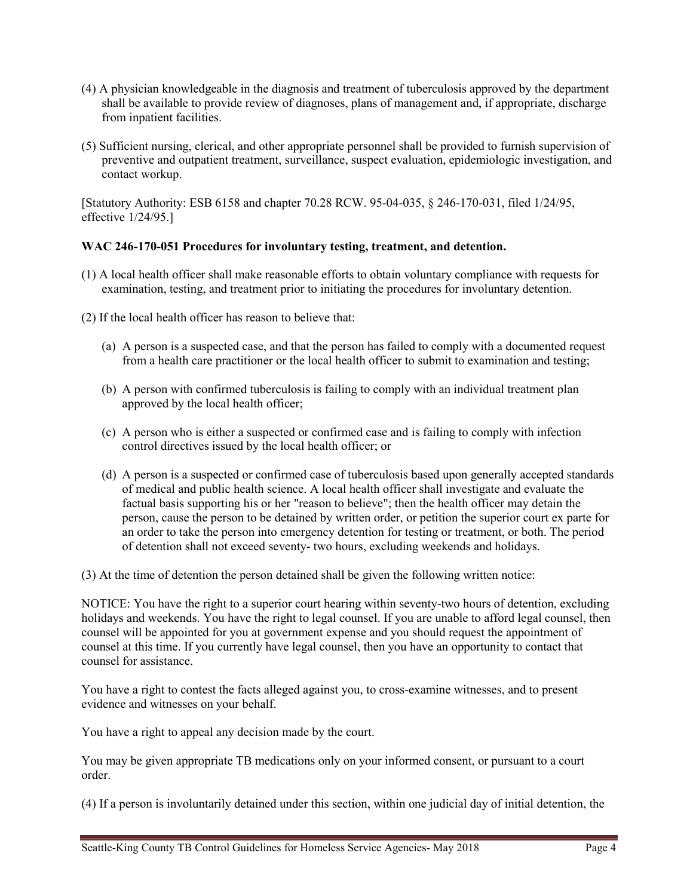(4) A physician knowledgeable in the diagnosis and treatment of tuberculosis approved by the department shall be available to provide review of diagnoses, plans of management and, if appropriate, discharge from inpatient facilities.

(5) Sufficient nursing, clerical, and other appropriate personnel shall be provided to furnish supervision of preventive and outpatient treatment, surveillance, suspect evaluation, epidemiologic investigation, and contact workup.

[Statutory Authority: ESB 6158 and chapter 70.28 RCW. 95-04-035, § 246-170-031, filed 1/24/95, effective 1/24/95.]

**WAC 246-170-051 Procedures for involuntary testing, treatment, and detention.**

(1) A local health officer shall make reasonable efforts to obtain voluntary compliance with requests for examination, testing, and treatment prior to initiating the procedures for involuntary detention.

(2) If the local health officer has reason to believe that:

- (a) A person is a suspected case, and that the person has failed to comply with a documented request from a health care practitioner or the local health officer to submit to examination and testing;
- (b) A person with confirmed tuberculosis is failing to comply with an individual treatment plan approved by the local health officer;
- (c) A person who is either a suspected or confirmed case and is failing to comply with infection control directives issued by the local health officer; or
- (d) A person is a suspected or confirmed case of tuberculosis based upon generally accepted standards of medical and public health science. A local health officer shall investigate and evaluate the factual basis supporting his or her "reason to believe"; then the health officer may detain the person, cause the person to be detained by written order, or petition the superior court ex parte for an order to take the person into emergency detention for testing or treatment, or both. The period of detention shall not exceed seventy- two hours, excluding weekends and holidays.

(3) At the time of detention the person detained shall be given the following written notice:

NOTICE: You have the right to a superior court hearing within seventy-two hours of detention, excluding holidays and weekends. You have the right to legal counsel. If you are unable to afford legal counsel, then counsel will be appointed for you at government expense and you should request the appointment of counsel at this time. If you currently have legal counsel, then you have an opportunity to contact that counsel for assistance.

You have a right to contest the facts alleged against you, to cross-examine witnesses, and to present evidence and witnesses on your behalf.

You have a right to appeal any decision made by the court.

You may be given appropriate TB medications only on your informed consent, or pursuant to a court order.

(4) If a person is involuntarily detained under this section, within one judicial day of initial detention, the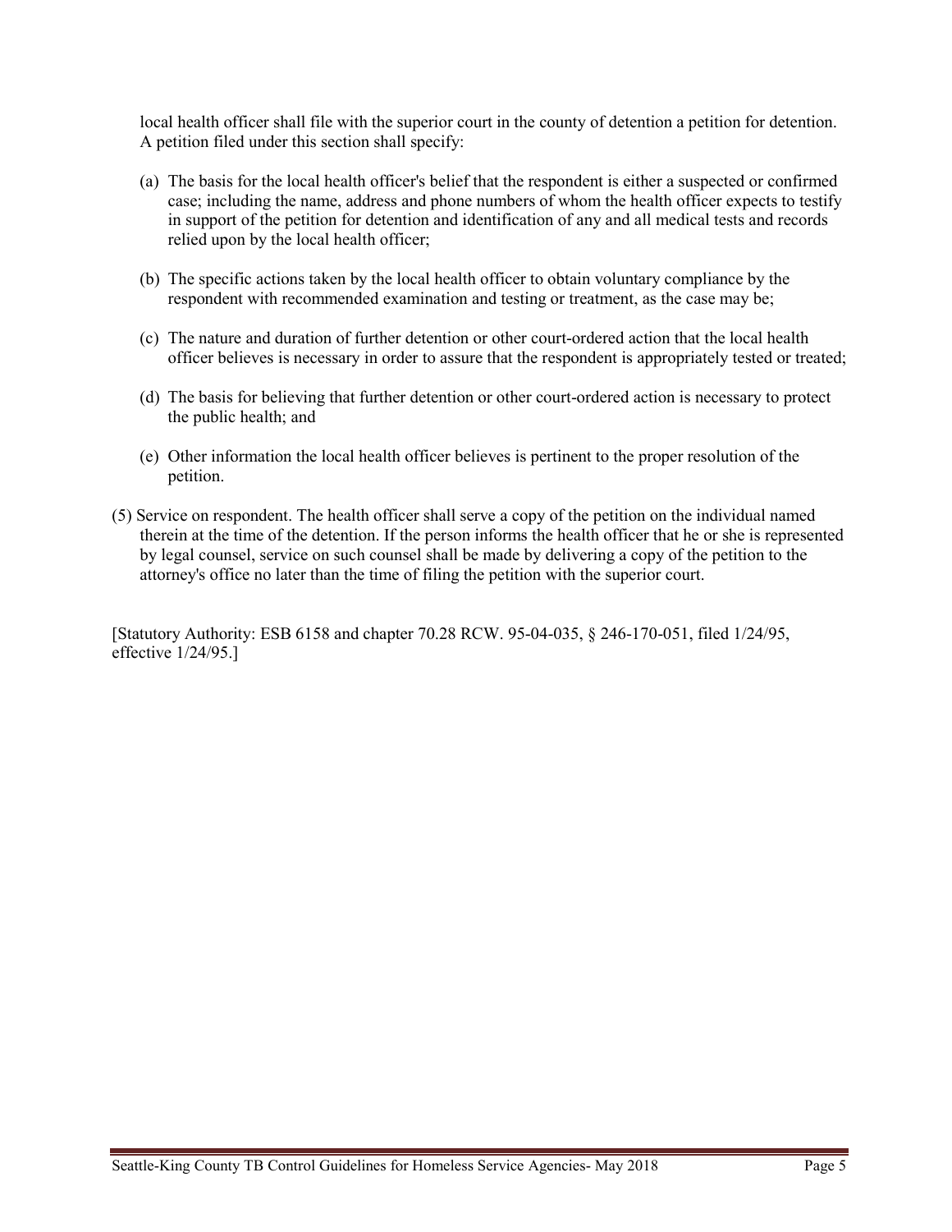local health officer shall file with the superior court in the county of detention a petition for detention. A petition filed under this section shall specify:

(a) The basis for the local health officer's belief that the respondent is either a suspected or confirmed case; including the name, address and phone numbers of whom the health officer expects to testify in support of the petition for detention and identification of any and all medical tests and records relied upon by the local health officer;

(b) The specific actions taken by the local health officer to obtain voluntary compliance by the respondent with recommended examination and testing or treatment, as the case may be;

(c) The nature and duration of further detention or other court-ordered action that the local health officer believes is necessary in order to assure that the respondent is appropriately tested or treated;

(d) The basis for believing that further detention or other court-ordered action is necessary to protect the public health; and

(e) Other information the local health officer believes is pertinent to the proper resolution of the petition.

(5) Service on respondent. The health officer shall serve a copy of the petition on the individual named therein at the time of the detention. If the person informs the health officer that he or she is represented by legal counsel, service on such counsel shall be made by delivering a copy of the petition to the attorney's office no later than the time of filing the petition with the superior court.

[Statutory Authority: ESB 6158 and chapter 70.28 RCW. 95-04-035, § 246-170-051, filed 1/24/95, effective 1/24/95.]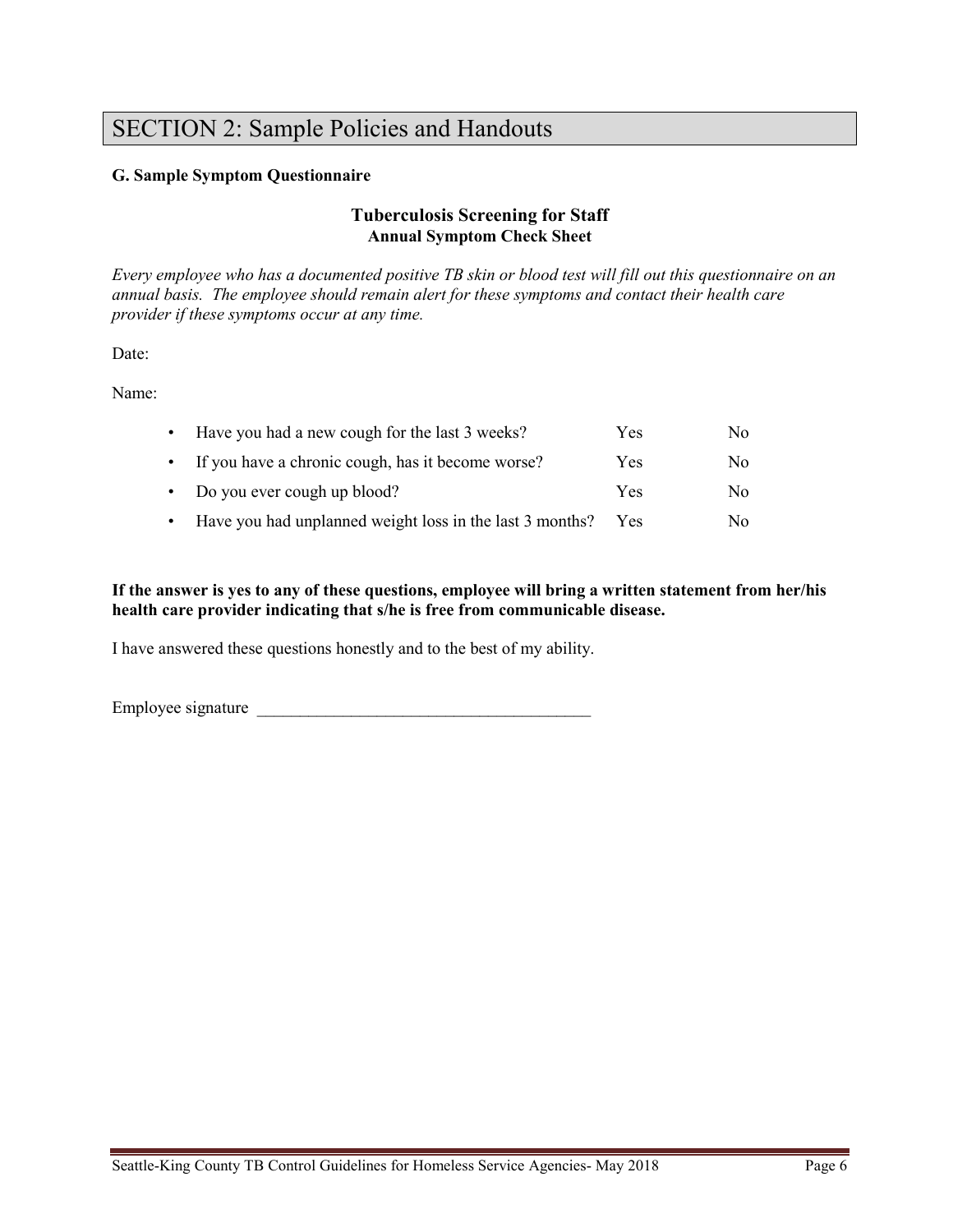# SECTION 2: Sample Policies and Handouts

### G. Sample Symptom Questionnaire

## Tuberculosis Screening for Staff

**Annual Symptom Check Sheet**

*Every employee who has a documented positive TB skin or blood test will fill out this questionnaire on an annual basis. The employee should remain alert for these symptoms and contact their health care provider if these symptoms occur at any time.*

Date:

Name:

| Question | | |
|---|---|---|
| • Have you had a new cough for the last 3 weeks? | Yes | No |
| • If you have a chronic cough, has it become worse? | Yes | No |
| • Do you ever cough up blood? | Yes | No |
| • Have you had unplanned weight loss in the last 3 months? | Yes | No |

**If the answer is yes to any of these questions, employee will bring a written statement from her/his health care provider indicating that s/he is free from communicable disease.**

I have answered these questions honestly and to the best of my ability.

Employee signature _______________________________________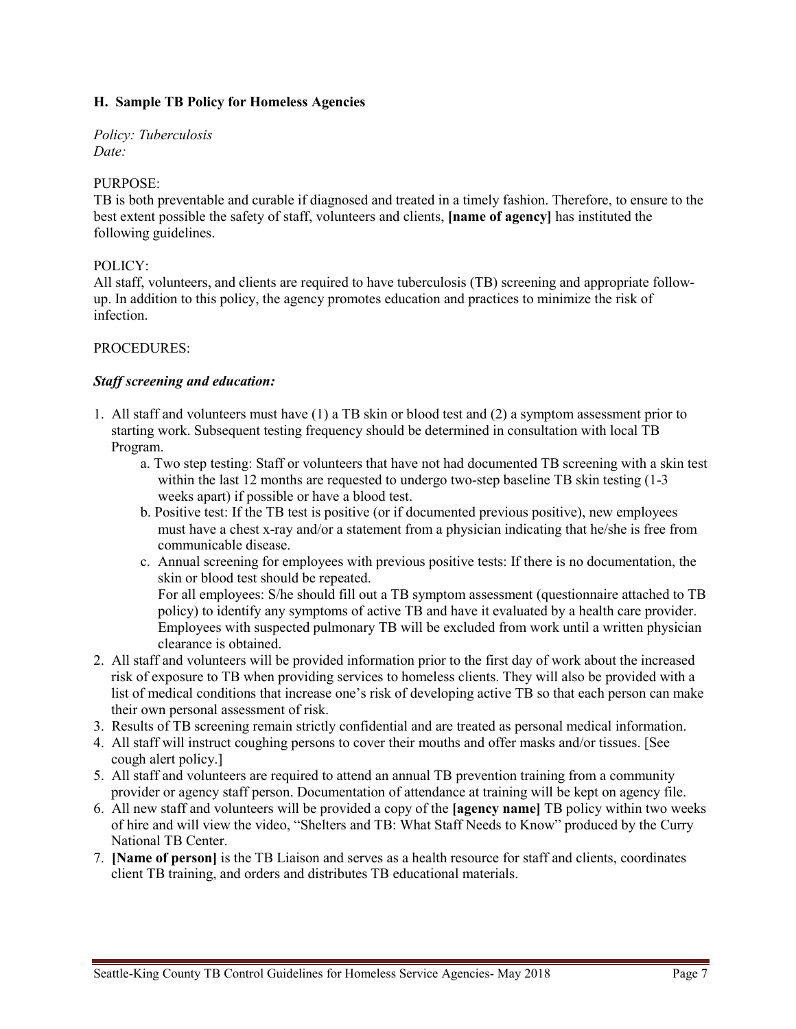### H. Sample TB Policy for Homeless Agencies

*Policy: Tuberculosis*
*Date:*

PURPOSE:
TB is both preventable and curable if diagnosed and treated in a timely fashion. Therefore, to ensure to the best extent possible the safety of staff, volunteers and clients, **[name of agency]** has instituted the following guidelines.

POLICY:
All staff, volunteers, and clients are required to have tuberculosis (TB) screening and appropriate follow-up. In addition to this policy, the agency promotes education and practices to minimize the risk of infection.

PROCEDURES:

***Staff screening and education:***

1. All staff and volunteers must have (1) a TB skin or blood test and (2) a symptom assessment prior to starting work. Subsequent testing frequency should be determined in consultation with local TB Program.
   a. Two step testing: Staff or volunteers that have not had documented TB screening with a skin test within the last 12 months are requested to undergo two-step baseline TB skin testing (1-3 weeks apart) if possible or have a blood test.
   b. Positive test: If the TB test is positive (or if documented previous positive), new employees must have a chest x-ray and/or a statement from a physician indicating that he/she is free from communicable disease.
   c. Annual screening for employees with previous positive tests: If there is no documentation, the skin or blood test should be repeated.
   For all employees: S/he should fill out a TB symptom assessment (questionnaire attached to TB policy) to identify any symptoms of active TB and have it evaluated by a health care provider. Employees with suspected pulmonary TB will be excluded from work until a written physician clearance is obtained.
2. All staff and volunteers will be provided information prior to the first day of work about the increased risk of exposure to TB when providing services to homeless clients. They will also be provided with a list of medical conditions that increase one's risk of developing active TB so that each person can make their own personal assessment of risk.
3. Results of TB screening remain strictly confidential and are treated as personal medical information.
4. All staff will instruct coughing persons to cover their mouths and offer masks and/or tissues. [See cough alert policy.]
5. All staff and volunteers are required to attend an annual TB prevention training from a community provider or agency staff person. Documentation of attendance at training will be kept on agency file.
6. All new staff and volunteers will be provided a copy of the **[agency name]** TB policy within two weeks of hire and will view the video, "Shelters and TB: What Staff Needs to Know" produced by the Curry National TB Center.
7. **[Name of person]** is the TB Liaison and serves as a health resource for staff and clients, coordinates client TB training, and orders and distributes TB educational materials.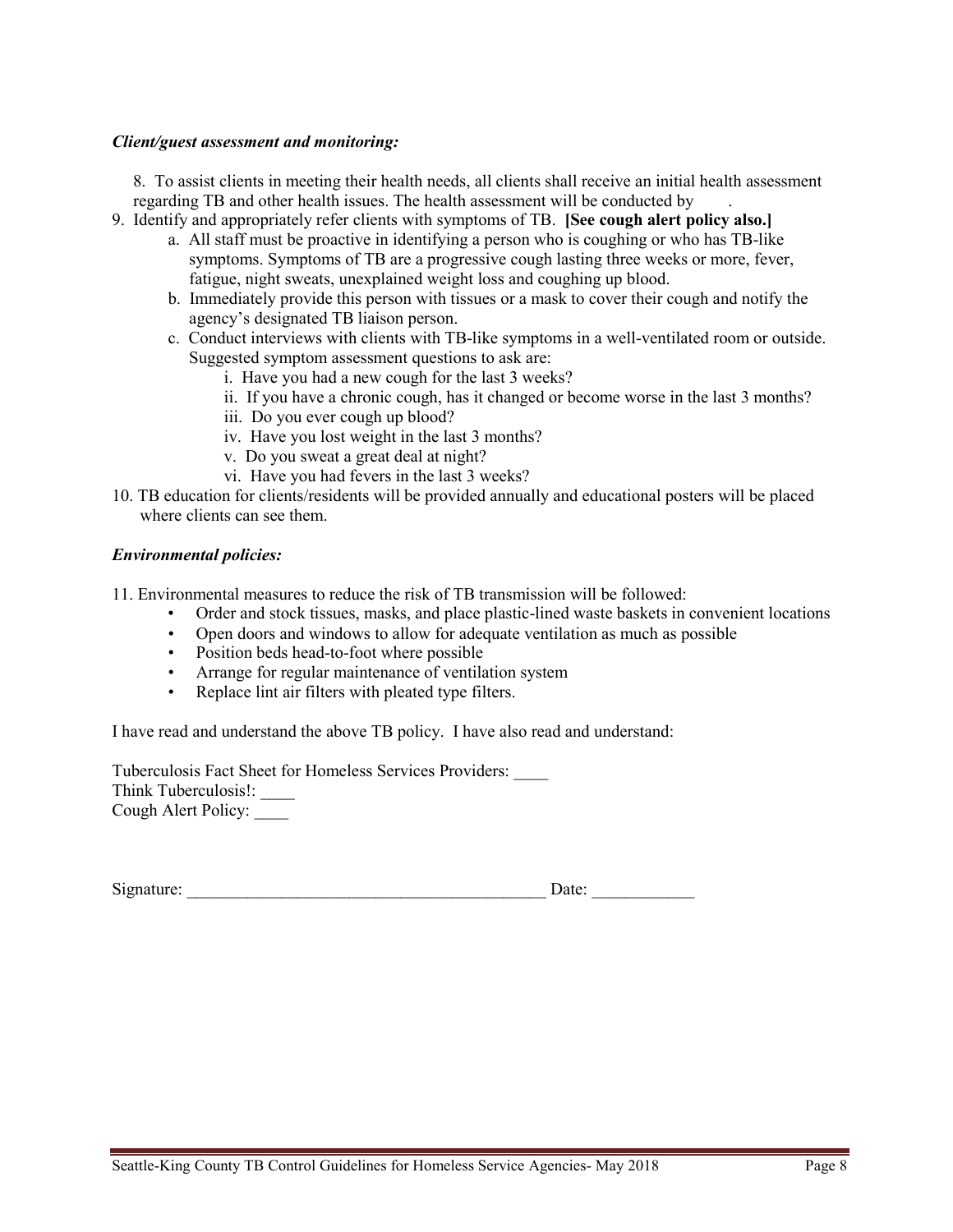***Client/guest assessment and monitoring:***

8. To assist clients in meeting their health needs, all clients shall receive an initial health assessment regarding TB and other health issues. The health assessment will be conducted by .
9. Identify and appropriately refer clients with symptoms of TB. **[See cough alert policy also.]**
   a. All staff must be proactive in identifying a person who is coughing or who has TB-like symptoms. Symptoms of TB are a progressive cough lasting three weeks or more, fever, fatigue, night sweats, unexplained weight loss and coughing up blood.
   b. Immediately provide this person with tissues or a mask to cover their cough and notify the agency's designated TB liaison person.
   c. Conduct interviews with clients with TB-like symptoms in a well-ventilated room or outside. Suggested symptom assessment questions to ask are:
      i. Have you had a new cough for the last 3 weeks?
      ii. If you have a chronic cough, has it changed or become worse in the last 3 months?
      iii. Do you ever cough up blood?
      iv. Have you lost weight in the last 3 months?
      v. Do you sweat a great deal at night?
      vi. Have you had fevers in the last 3 weeks?
10. TB education for clients/residents will be provided annually and educational posters will be placed where clients can see them.

***Environmental policies:***

11. Environmental measures to reduce the risk of TB transmission will be followed:
    - Order and stock tissues, masks, and place plastic-lined waste baskets in convenient locations
    - Open doors and windows to allow for adequate ventilation as much as possible
    - Position beds head-to-foot where possible
    - Arrange for regular maintenance of ventilation system
    - Replace lint air filters with pleated type filters.

I have read and understand the above TB policy. I have also read and understand:

Tuberculosis Fact Sheet for Homeless Services Providers: ____
Think Tuberculosis!: ____
Cough Alert Policy: ____

Signature: ___________________________________________ Date: ____________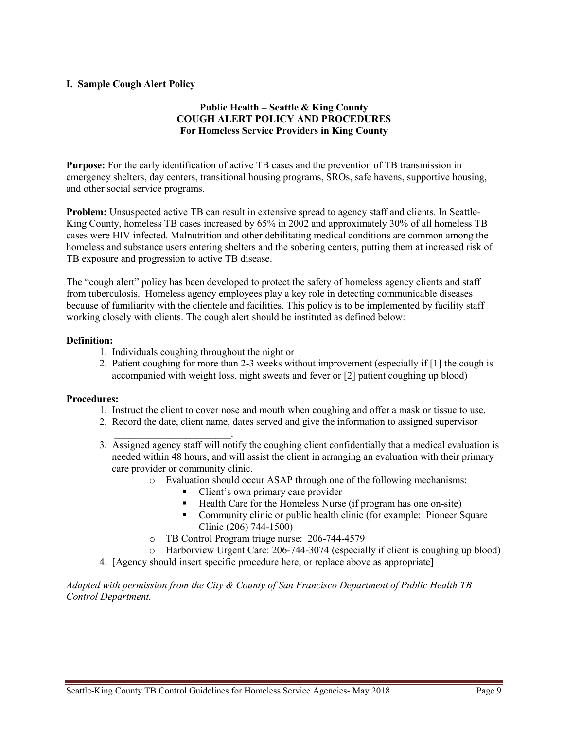## I. Sample Cough Alert Policy

**Public Health – Seattle & King County**
**COUGH ALERT POLICY AND PROCEDURES**
**For Homeless Service Providers in King County**

**Purpose:** For the early identification of active TB cases and the prevention of TB transmission in emergency shelters, day centers, transitional housing programs, SROs, safe havens, supportive housing, and other social service programs.

**Problem:** Unsuspected active TB can result in extensive spread to agency staff and clients. In Seattle-King County, homeless TB cases increased by 65% in 2002 and approximately 30% of all homeless TB cases were HIV infected. Malnutrition and other debilitating medical conditions are common among the homeless and substance users entering shelters and the sobering centers, putting them at increased risk of TB exposure and progression to active TB disease.

The "cough alert" policy has been developed to protect the safety of homeless agency clients and staff from tuberculosis. Homeless agency employees play a key role in detecting communicable diseases because of familiarity with the clientele and facilities. This policy is to be implemented by facility staff working closely with clients. The cough alert should be instituted as defined below:

**Definition:**

1. Individuals coughing throughout the night or
2. Patient coughing for more than 2-3 weeks without improvement (especially if [1] the cough is accompanied with weight loss, night sweats and fever or [2] patient coughing up blood)

**Procedures:**

1. Instruct the client to cover nose and mouth when coughing and offer a mask or tissue to use.
2. Record the date, client name, dates served and give the information to assigned supervisor \_\_\_\_\_\_\_\_\_\_\_\_\_\_\_\_\_\_\_\_\_\_\_\_.
3. Assigned agency staff will notify the coughing client confidentially that a medical evaluation is needed within 48 hours, and will assist the client in arranging an evaluation with their primary care provider or community clinic.
   - Evaluation should occur ASAP through one of the following mechanisms:
     - Client's own primary care provider
     - Health Care for the Homeless Nurse (if program has one on-site)
     - Community clinic or public health clinic (for example: Pioneer Square Clinic (206) 744-1500)
   - TB Control Program triage nurse: 206-744-4579
   - Harborview Urgent Care: 206-744-3074 (especially if client is coughing up blood)
4. [Agency should insert specific procedure here, or replace above as appropriate]

*Adapted with permission from the City & County of San Francisco Department of Public Health TB Control Department.*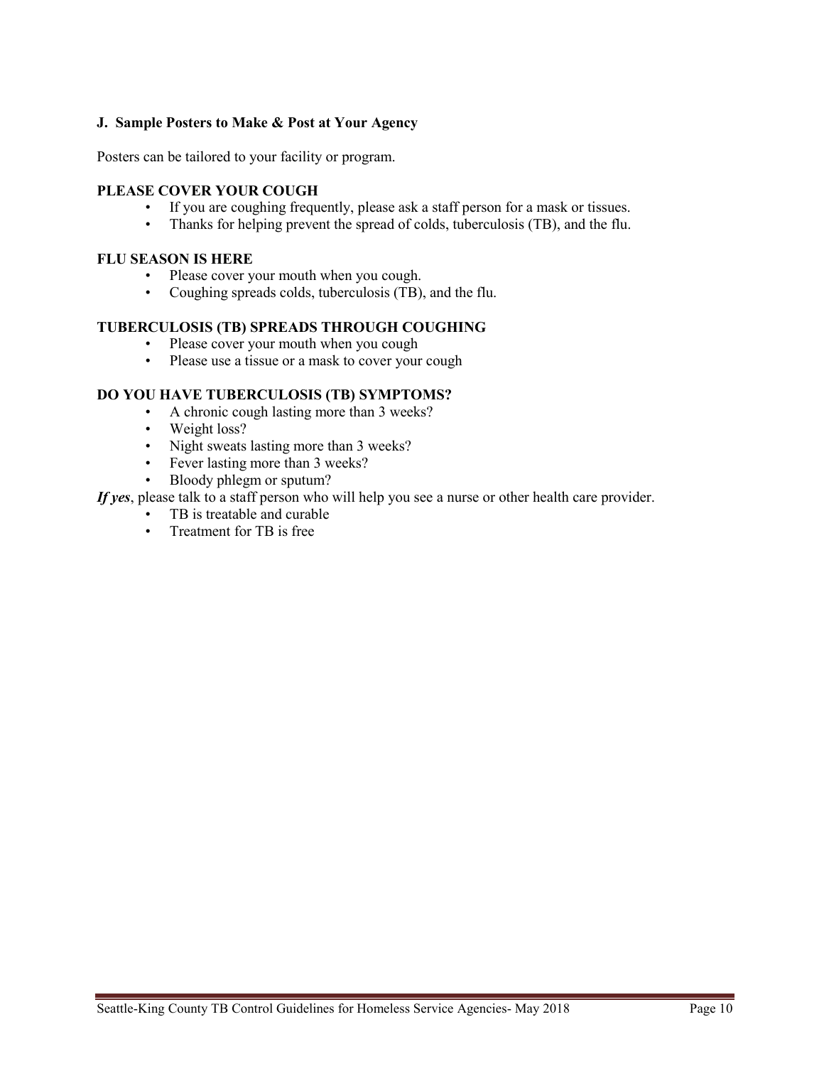### J. Sample Posters to Make & Post at Your Agency

Posters can be tailored to your facility or program.

**PLEASE COVER YOUR COUGH**

- If you are coughing frequently, please ask a staff person for a mask or tissues.
- Thanks for helping prevent the spread of colds, tuberculosis (TB), and the flu.

**FLU SEASON IS HERE**

- Please cover your mouth when you cough.
- Coughing spreads colds, tuberculosis (TB), and the flu.

**TUBERCULOSIS (TB) SPREADS THROUGH COUGHING**

- Please cover your mouth when you cough
- Please use a tissue or a mask to cover your cough

**DO YOU HAVE TUBERCULOSIS (TB) SYMPTOMS?**

- A chronic cough lasting more than 3 weeks?
- Weight loss?
- Night sweats lasting more than 3 weeks?
- Fever lasting more than 3 weeks?
- Bloody phlegm or sputum?

***If yes***, please talk to a staff person who will help you see a nurse or other health care provider.

- TB is treatable and curable
- Treatment for TB is free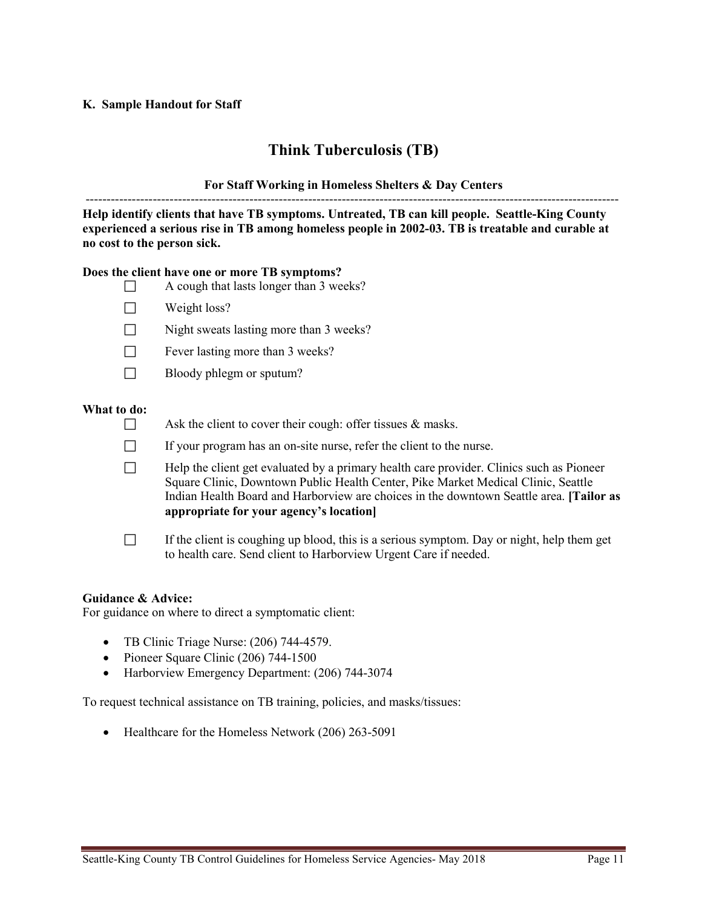**K. Sample Handout for Staff**

# Think Tuberculosis (TB)

### For Staff Working in Homeless Shelters & Day Centers

---

**Help identify clients that have TB symptoms. Untreated, TB can kill people. Seattle-King County experienced a serious rise in TB among homeless people in 2002-03. TB is treatable and curable at no cost to the person sick.**

**Does the client have one or more TB symptoms?**

- ☐ A cough that lasts longer than 3 weeks?
- ☐ Weight loss?
- ☐ Night sweats lasting more than 3 weeks?
- ☐ Fever lasting more than 3 weeks?
- ☐ Bloody phlegm or sputum?

**What to do:**

- ☐ Ask the client to cover their cough: offer tissues & masks.
- ☐ If your program has an on-site nurse, refer the client to the nurse.
- ☐ Help the client get evaluated by a primary health care provider. Clinics such as Pioneer Square Clinic, Downtown Public Health Center, Pike Market Medical Clinic, Seattle Indian Health Board and Harborview are choices in the downtown Seattle area. **[Tailor as appropriate for your agency's location]**
- ☐ If the client is coughing up blood, this is a serious symptom. Day or night, help them get to health care. Send client to Harborview Urgent Care if needed.

**Guidance & Advice:**

For guidance on where to direct a symptomatic client:

- TB Clinic Triage Nurse: (206) 744-4579.
- Pioneer Square Clinic (206) 744-1500
- Harborview Emergency Department: (206) 744-3074

To request technical assistance on TB training, policies, and masks/tissues:

- Healthcare for the Homeless Network (206) 263-5091